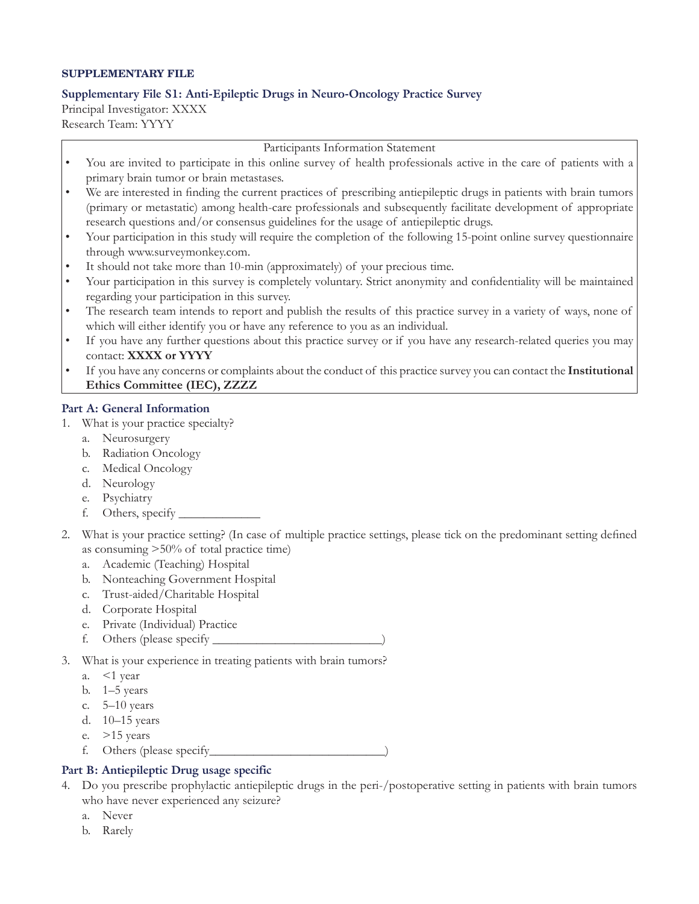**SUPPLEMENTARY FILE**

**Supplementary File S1: Anti-Epileptic Drugs in Neuro-Oncology Practice Survey**

Principal Investigator: XXXX

Research Team: YYYY

> Participants Information Statement
>
> - You are invited to participate in this online survey of health professionals active in the care of patients with a primary brain tumor or brain metastases.
> - We are interested in finding the current practices of prescribing antiepileptic drugs in patients with brain tumors (primary or metastatic) among health-care professionals and subsequently facilitate development of appropriate research questions and/or consensus guidelines for the usage of antiepileptic drugs.
> - Your participation in this study will require the completion of the following 15-point online survey questionnaire through www.surveymonkey.com.
> - It should not take more than 10-min (approximately) of your precious time.
> - Your participation in this survey is completely voluntary. Strict anonymity and confidentiality will be maintained regarding your participation in this survey.
> - The research team intends to report and publish the results of this practice survey in a variety of ways, none of which will either identify you or have any reference to you as an individual.
> - If you have any further questions about this practice survey or if you have any research-related queries you may contact: **XXXX or YYYY**
> - If you have any concerns or complaints about the conduct of this practice survey you can contact the **Institutional Ethics Committee (IEC), ZZZZ**

### Part A: General Information

1. What is your practice specialty?
   a. Neurosurgery
   b. Radiation Oncology
   c. Medical Oncology
   d. Neurology
   e. Psychiatry
   f. Others, specify _____________

2. What is your practice setting? (In case of multiple practice settings, please tick on the predominant setting defined as consuming >50% of total practice time)
   a. Academic (Teaching) Hospital
   b. Nonteaching Government Hospital
   c. Trust-aided/Charitable Hospital
   d. Corporate Hospital
   e. Private (Individual) Practice
   f. Others (please specify ___________________________)

3. What is your experience in treating patients with brain tumors?
   a. <1 year
   b. 1–5 years
   c. 5–10 years
   d. 10–15 years
   e. >15 years
   f. Others (please specify___________________________)

### Part B: Antiepileptic Drug usage specific

4. Do you prescribe prophylactic antiepileptic drugs in the peri-/postoperative setting in patients with brain tumors who have never experienced any seizure?
   a. Never
   b. Rarely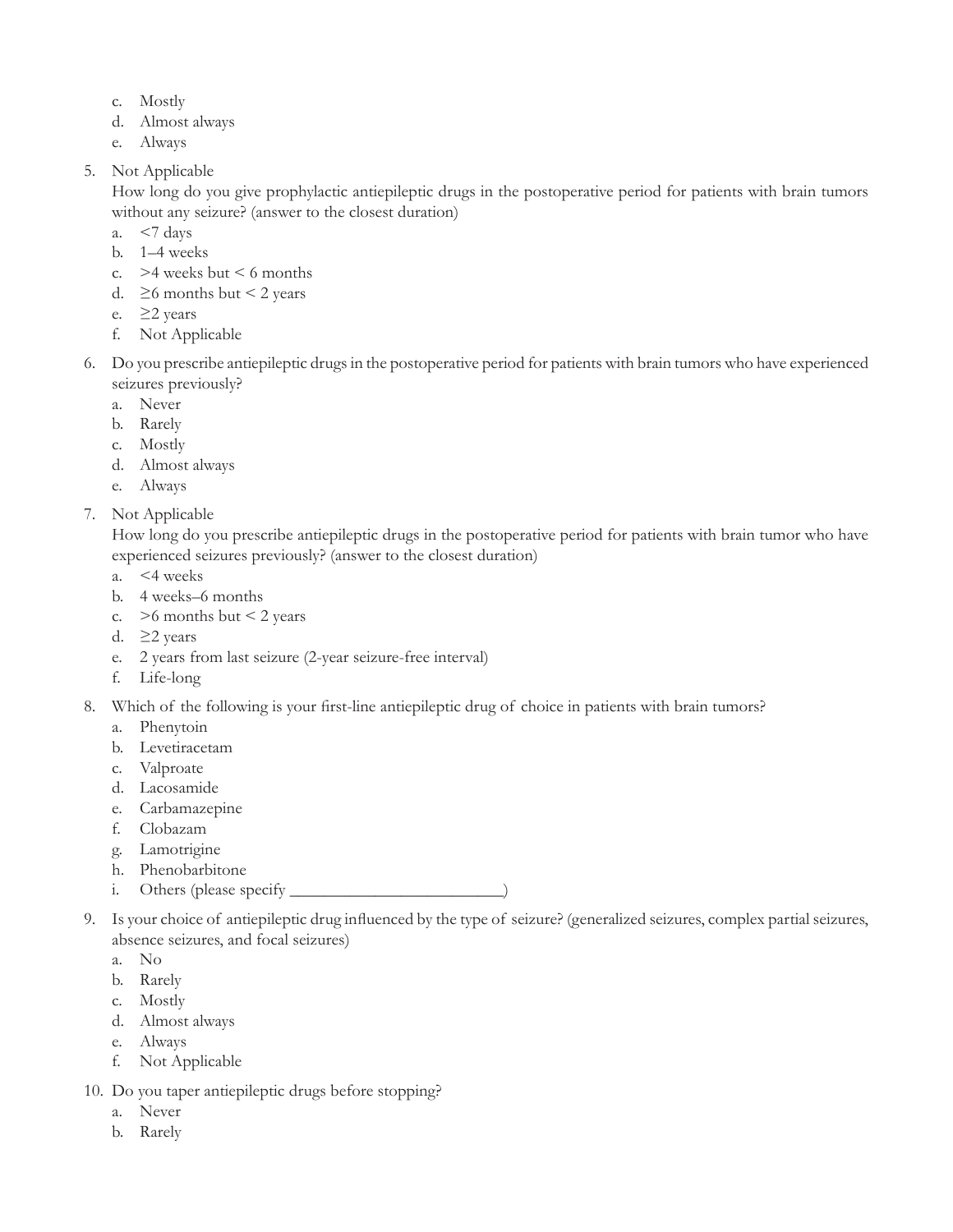c. Mostly
d. Almost always
e. Always

5. Not Applicable

   How long do you give prophylactic antiepileptic drugs in the postoperative period for patients with brain tumors without any seizure? (answer to the closest duration)

   a. <7 days
   b. 1–4 weeks
   c. >4 weeks but < 6 months
   d. ≥6 months but < 2 years
   e. ≥2 years
   f. Not Applicable

6. Do you prescribe antiepileptic drugs in the postoperative period for patients with brain tumors who have experienced seizures previously?

   a. Never
   b. Rarely
   c. Mostly
   d. Almost always
   e. Always

7. Not Applicable

   How long do you prescribe antiepileptic drugs in the postoperative period for patients with brain tumor who have experienced seizures previously? (answer to the closest duration)

   a. <4 weeks
   b. 4 weeks–6 months
   c. >6 months but < 2 years
   d. ≥2 years
   e. 2 years from last seizure (2-year seizure-free interval)
   f. Life-long

8. Which of the following is your first-line antiepileptic drug of choice in patients with brain tumors?

   a. Phenytoin
   b. Levetiracetam
   c. Valproate
   d. Lacosamide
   e. Carbamazepine
   f. Clobazam
   g. Lamotrigine
   h. Phenobarbitone
   i. Others (please specify ___________________________)

9. Is your choice of antiepileptic drug influenced by the type of seizure? (generalized seizures, complex partial seizures, absence seizures, and focal seizures)

   a. No
   b. Rarely
   c. Mostly
   d. Almost always
   e. Always
   f. Not Applicable

10. Do you taper antiepileptic drugs before stopping?

    a. Never
    b. Rarely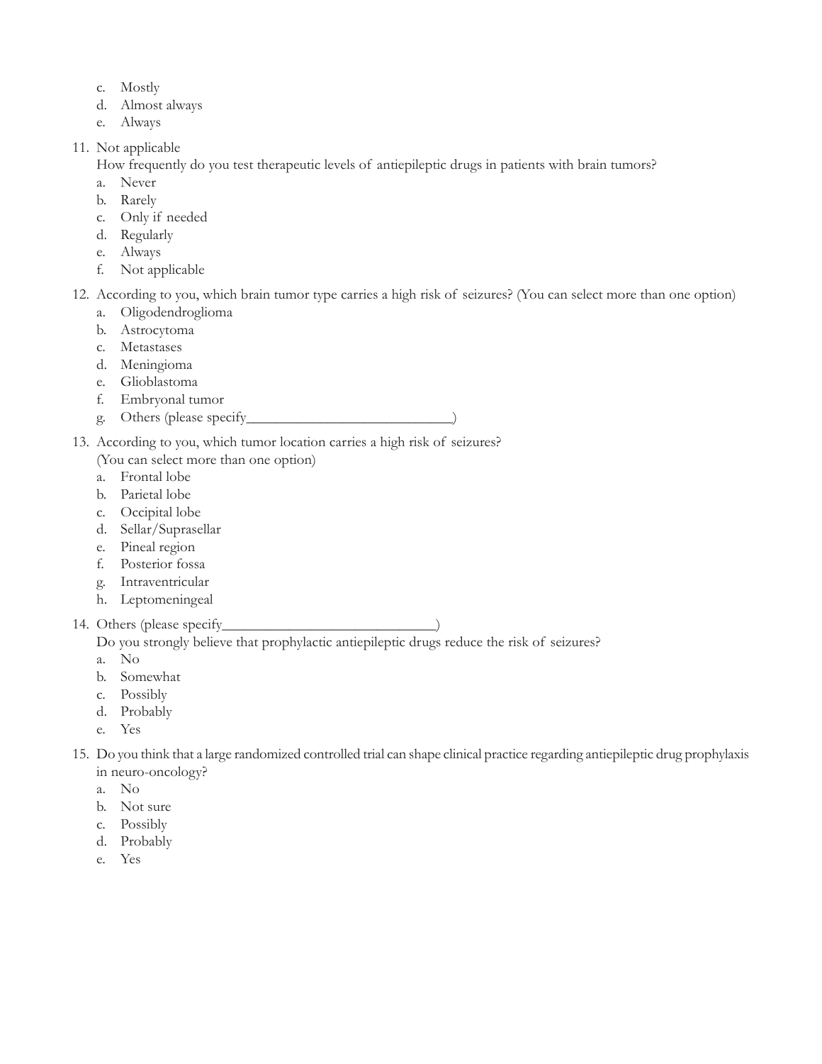c. Mostly
d. Almost always
e. Always

11. Not applicable

    How frequently do you test therapeutic levels of antiepileptic drugs in patients with brain tumors?

    a. Never
    b. Rarely
    c. Only if needed
    d. Regularly
    e. Always
    f. Not applicable

12. According to you, which brain tumor type carries a high risk of seizures? (You can select more than one option)

    a. Oligodendroglioma
    b. Astrocytoma
    c. Metastases
    d. Meningioma
    e. Glioblastoma
    f. Embryonal tumor
    g. Others (please specify____________________________)

13. According to you, which tumor location carries a high risk of seizures?
    (You can select more than one option)

    a. Frontal lobe
    b. Parietal lobe
    c. Occipital lobe
    d. Sellar/Suprasellar
    e. Pineal region
    f. Posterior fossa
    g. Intraventricular
    h. Leptomeningeal

14. Others (please specify_____________________________)

    Do you strongly believe that prophylactic antiepileptic drugs reduce the risk of seizures?

    a. No
    b. Somewhat
    c. Possibly
    d. Probably
    e. Yes

15. Do you think that a large randomized controlled trial can shape clinical practice regarding antiepileptic drug prophylaxis in neuro-oncology?

    a. No
    b. Not sure
    c. Possibly
    d. Probably
    e. Yes